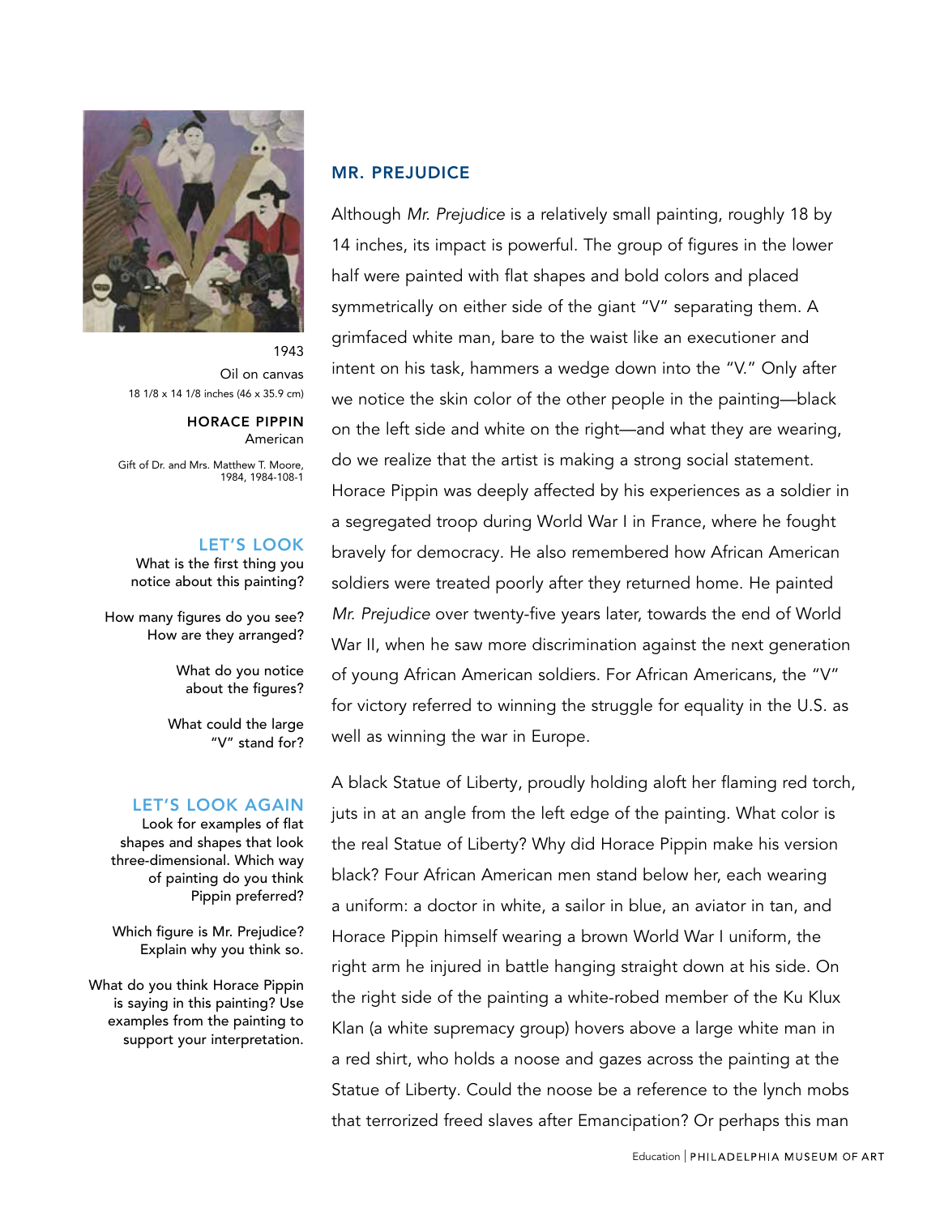1943
Oil on canvas
18 1/8 x 14 1/8 inches (46 x 35.9 cm)

**HORACE PIPPIN**
American

Gift of Dr. and Mrs. Matthew T. Moore, 1984, 1984-108-1

### LET'S LOOK

What is the first thing you notice about this painting?

How many figures do you see? How are they arranged?

What do you notice about the figures?

What could the large "V" stand for?

### LET'S LOOK AGAIN

Look for examples of flat shapes and shapes that look three-dimensional. Which way of painting do you think Pippin preferred?

Which figure is Mr. Prejudice? Explain why you think so.

What do you think Horace Pippin is saying in this painting? Use examples from the painting to support your interpretation.

## MR. PREJUDICE

Although *Mr. Prejudice* is a relatively small painting, roughly 18 by 14 inches, its impact is powerful. The group of figures in the lower half were painted with flat shapes and bold colors and placed symmetrically on either side of the giant "V" separating them. A grimfaced white man, bare to the waist like an executioner and intent on his task, hammers a wedge down into the "V." Only after we notice the skin color of the other people in the painting—black on the left side and white on the right—and what they are wearing, do we realize that the artist is making a strong social statement. Horace Pippin was deeply affected by his experiences as a soldier in a segregated troop during World War I in France, where he fought bravely for democracy. He also remembered how African American soldiers were treated poorly after they returned home. He painted *Mr. Prejudice* over twenty-five years later, towards the end of World War II, when he saw more discrimination against the next generation of young African American soldiers. For African Americans, the "V" for victory referred to winning the struggle for equality in the U.S. as well as winning the war in Europe.

A black Statue of Liberty, proudly holding aloft her flaming red torch, juts in at an angle from the left edge of the painting. What color is the real Statue of Liberty? Why did Horace Pippin make his version black? Four African American men stand below her, each wearing a uniform: a doctor in white, a sailor in blue, an aviator in tan, and Horace Pippin himself wearing a brown World War I uniform, the right arm he injured in battle hanging straight down at his side. On the right side of the painting a white-robed member of the Ku Klux Klan (a white supremacy group) hovers above a large white man in a red shirt, who holds a noose and gazes across the painting at the Statue of Liberty. Could the noose be a reference to the lynch mobs that terrorized freed slaves after Emancipation? Or perhaps this man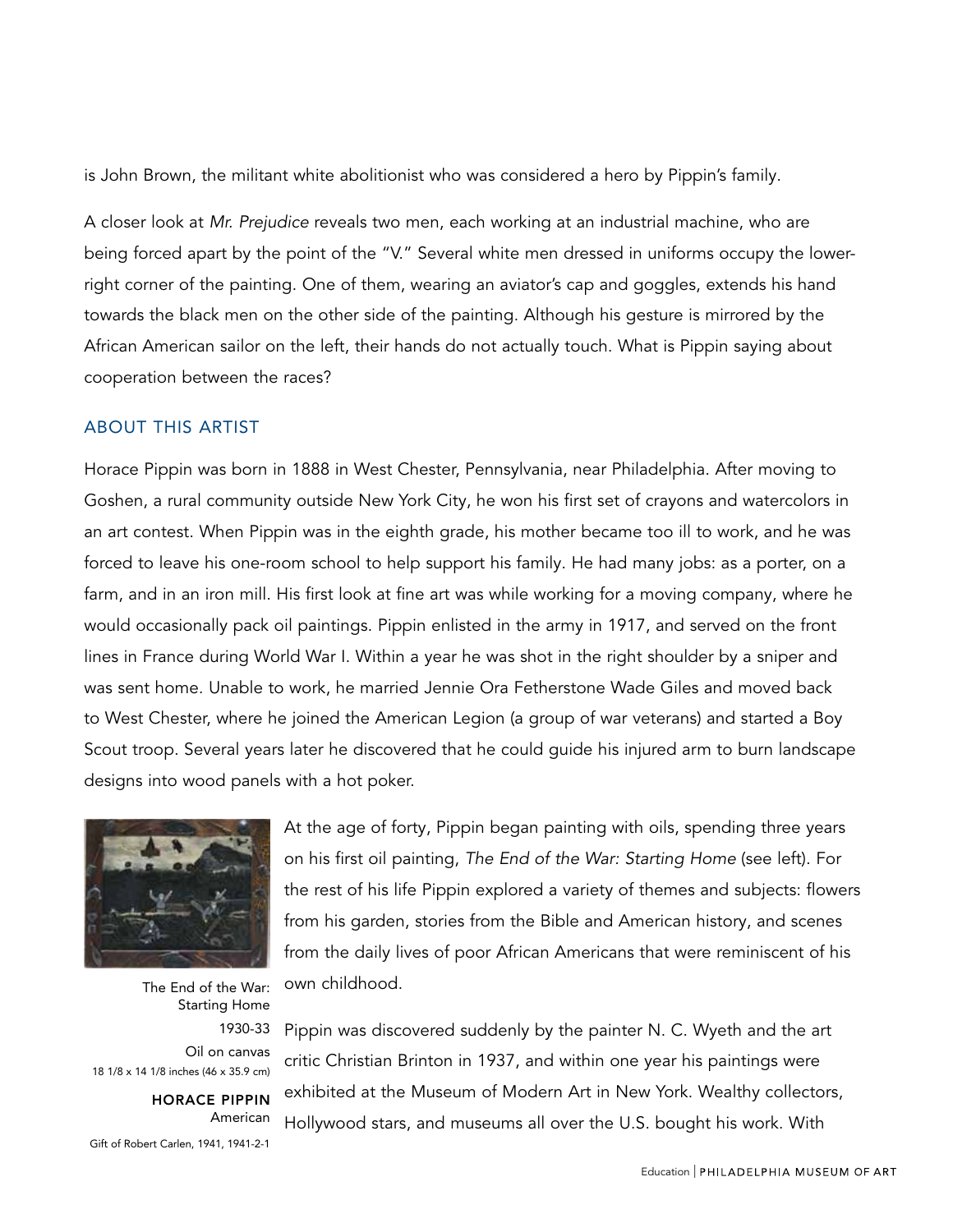is John Brown, the militant white abolitionist who was considered a hero by Pippin's family.

A closer look at *Mr. Prejudice* reveals two men, each working at an industrial machine, who are being forced apart by the point of the "V." Several white men dressed in uniforms occupy the lower-right corner of the painting. One of them, wearing an aviator's cap and goggles, extends his hand towards the black men on the other side of the painting. Although his gesture is mirrored by the African American sailor on the left, their hands do not actually touch. What is Pippin saying about cooperation between the races?

## ABOUT THIS ARTIST

Horace Pippin was born in 1888 in West Chester, Pennsylvania, near Philadelphia. After moving to Goshen, a rural community outside New York City, he won his first set of crayons and watercolors in an art contest. When Pippin was in the eighth grade, his mother became too ill to work, and he was forced to leave his one-room school to help support his family. He had many jobs: as a porter, on a farm, and in an iron mill. His first look at fine art was while working for a moving company, where he would occasionally pack oil paintings. Pippin enlisted in the army in 1917, and served on the front lines in France during World War I. Within a year he was shot in the right shoulder by a sniper and was sent home. Unable to work, he married Jennie Ora Fetherstone Wade Giles and moved back to West Chester, where he joined the American Legion (a group of war veterans) and started a Boy Scout troop. Several years later he discovered that he could guide his injured arm to burn landscape designs into wood panels with a hot poker.

The End of the War: Starting Home
1930-33
Oil on canvas
18 1/8 x 14 1/8 inches (46 x 35.9 cm)
**HORACE PIPPIN**
American
Gift of Robert Carlen, 1941, 1941-2-1

At the age of forty, Pippin began painting with oils, spending three years on his first oil painting, *The End of the War: Starting Home* (see left). For the rest of his life Pippin explored a variety of themes and subjects: flowers from his garden, stories from the Bible and American history, and scenes from the daily lives of poor African Americans that were reminiscent of his own childhood.

Pippin was discovered suddenly by the painter N. C. Wyeth and the art critic Christian Brinton in 1937, and within one year his paintings were exhibited at the Museum of Modern Art in New York. Wealthy collectors, Hollywood stars, and museums all over the U.S. bought his work. With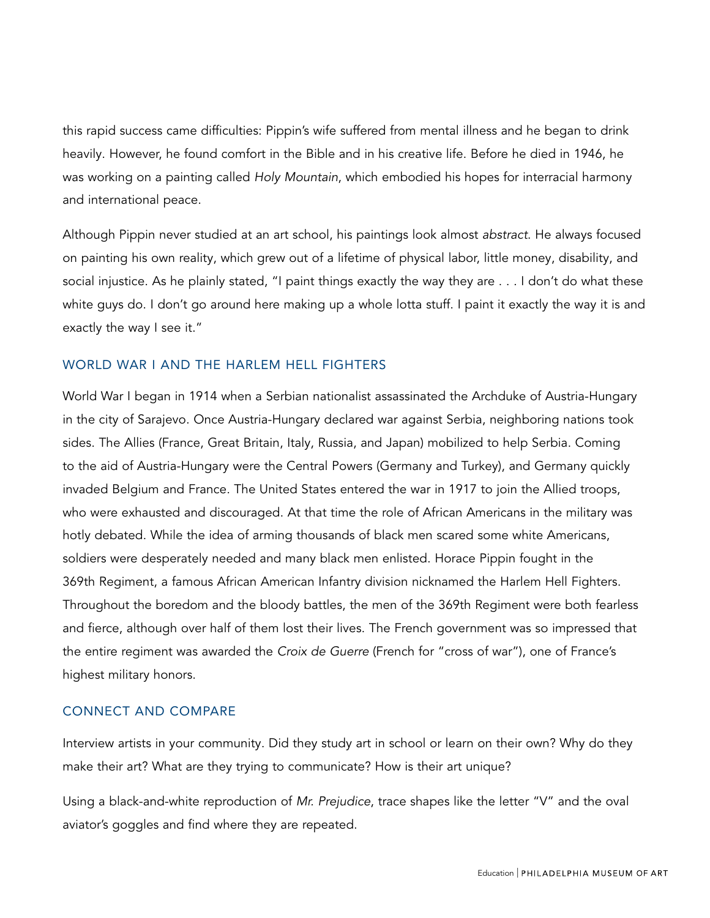this rapid success came difficulties: Pippin's wife suffered from mental illness and he began to drink heavily. However, he found comfort in the Bible and in his creative life. Before he died in 1946, he was working on a painting called *Holy Mountain*, which embodied his hopes for interracial harmony and international peace.

Although Pippin never studied at an art school, his paintings look almost *abstract*. He always focused on painting his own reality, which grew out of a lifetime of physical labor, little money, disability, and social injustice. As he plainly stated, "I paint things exactly the way they are . . . I don't do what these white guys do. I don't go around here making up a whole lotta stuff. I paint it exactly the way it is and exactly the way I see it."

## WORLD WAR I AND THE HARLEM HELL FIGHTERS

World War I began in 1914 when a Serbian nationalist assassinated the Archduke of Austria-Hungary in the city of Sarajevo. Once Austria-Hungary declared war against Serbia, neighboring nations took sides. The Allies (France, Great Britain, Italy, Russia, and Japan) mobilized to help Serbia. Coming to the aid of Austria-Hungary were the Central Powers (Germany and Turkey), and Germany quickly invaded Belgium and France. The United States entered the war in 1917 to join the Allied troops, who were exhausted and discouraged. At that time the role of African Americans in the military was hotly debated. While the idea of arming thousands of black men scared some white Americans, soldiers were desperately needed and many black men enlisted. Horace Pippin fought in the 369th Regiment, a famous African American Infantry division nicknamed the Harlem Hell Fighters. Throughout the boredom and the bloody battles, the men of the 369th Regiment were both fearless and fierce, although over half of them lost their lives. The French government was so impressed that the entire regiment was awarded the *Croix de Guerre* (French for "cross of war"), one of France's highest military honors.

## CONNECT AND COMPARE

Interview artists in your community. Did they study art in school or learn on their own? Why do they make their art? What are they trying to communicate? How is their art unique?

Using a black-and-white reproduction of *Mr. Prejudice*, trace shapes like the letter "V" and the oval aviator's goggles and find where they are repeated.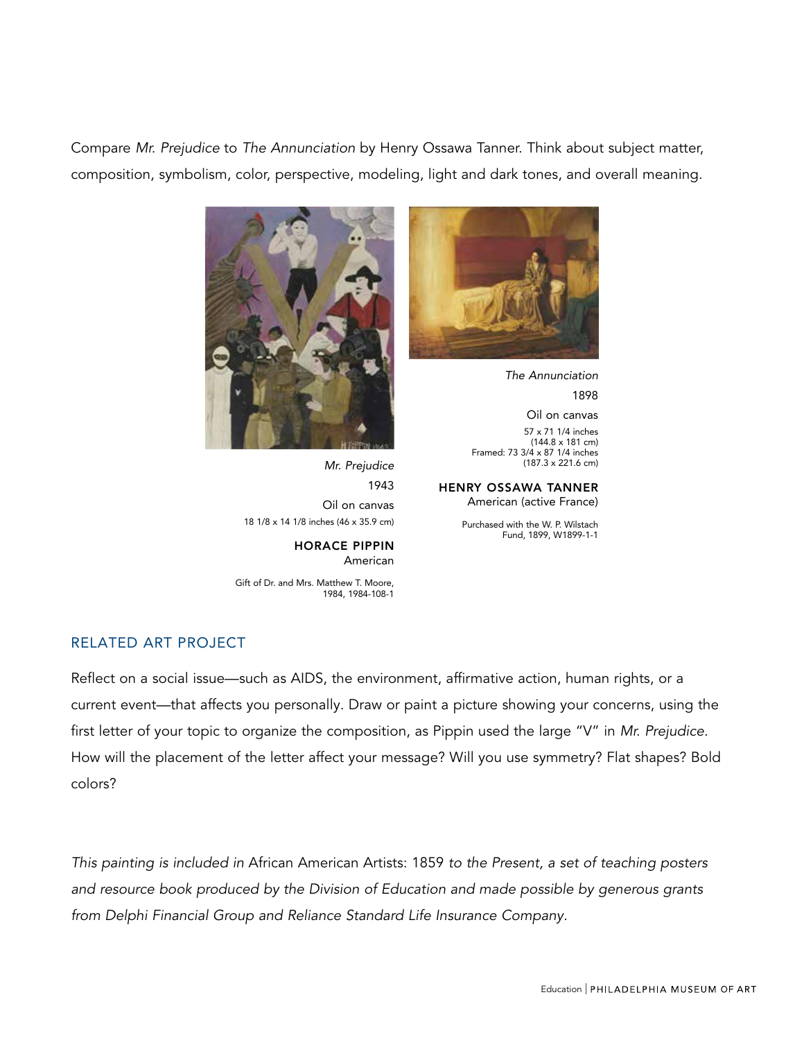Compare *Mr. Prejudice* to *The Annunciation* by Henry Ossawa Tanner. Think about subject matter, composition, symbolism, color, perspective, modeling, light and dark tones, and overall meaning.

*Mr. Prejudice*
1943
Oil on canvas
18 1/8 x 14 1/8 inches (46 x 35.9 cm)

**HORACE PIPPIN**
American

Gift of Dr. and Mrs. Matthew T. Moore, 1984, 1984-108-1

*The Annunciation*
1898
Oil on canvas
57 x 71 1/4 inches (144.8 x 181 cm)
Framed: 73 3/4 x 87 1/4 inches (187.3 x 221.6 cm)

**HENRY OSSAWA TANNER**
American (active France)

Purchased with the W. P. Wilstach Fund, 1899, W1899-1-1

## RELATED ART PROJECT

Reflect on a social issue—such as AIDS, the environment, affirmative action, human rights, or a current event—that affects you personally. Draw or paint a picture showing your concerns, using the first letter of your topic to organize the composition, as Pippin used the large "V" in *Mr. Prejudice*. How will the placement of the letter affect your message? Will you use symmetry? Flat shapes? Bold colors?

*This painting is included in* African American Artists: 1859 *to the Present, a set of teaching posters and resource book produced by the Division of Education and made possible by generous grants from Delphi Financial Group and Reliance Standard Life Insurance Company.*